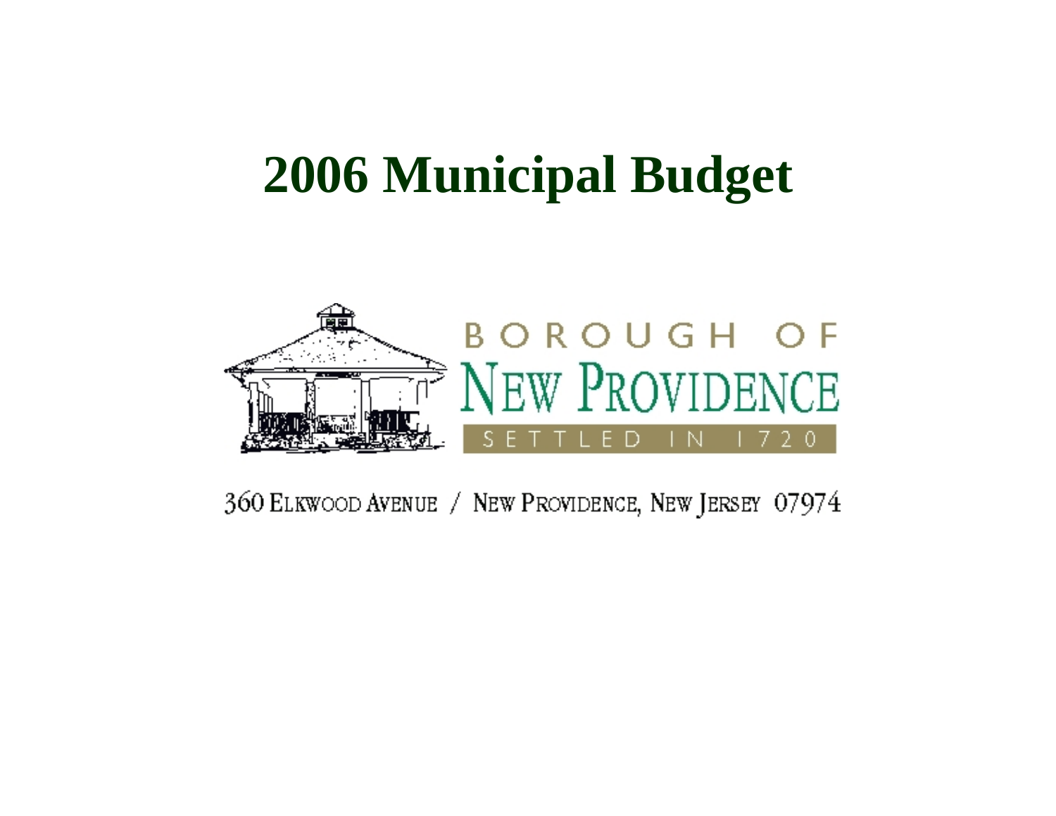# 2006 Municipal Budget

BOROUGH OF NEW PROVIDENCE

SETTLED IN 1720

360 ELKWOOD AVENUE / NEW PROVIDENCE, NEW JERSEY 07974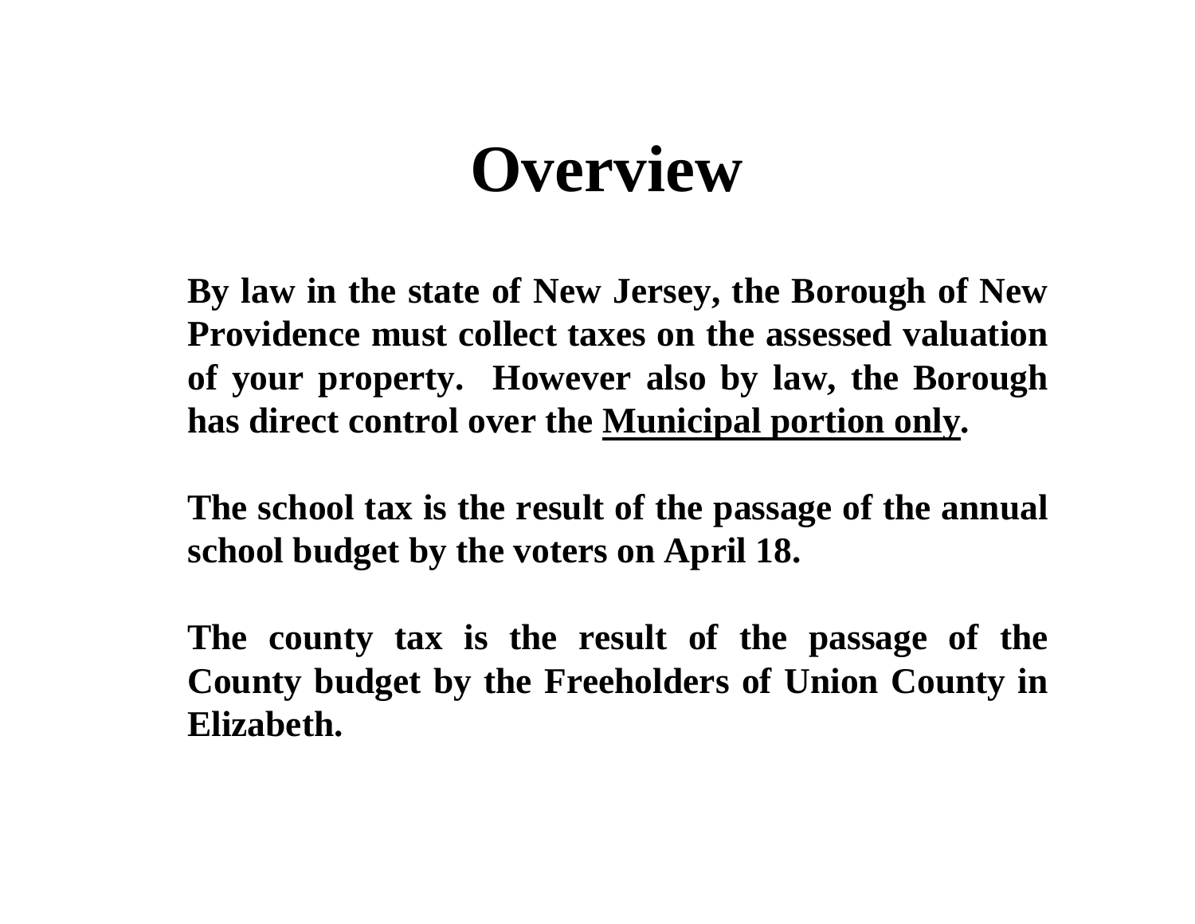# Overview

**By law in the state of New Jersey, the Borough of New Providence must collect taxes on the assessed valuation of your property. However also by law, the Borough has direct control over the <u>Municipal portion only</u>.**

**The school tax is the result of the passage of the annual school budget by the voters on April 18.**

**The county tax is the result of the passage of the County budget by the Freeholders of Union County in Elizabeth.**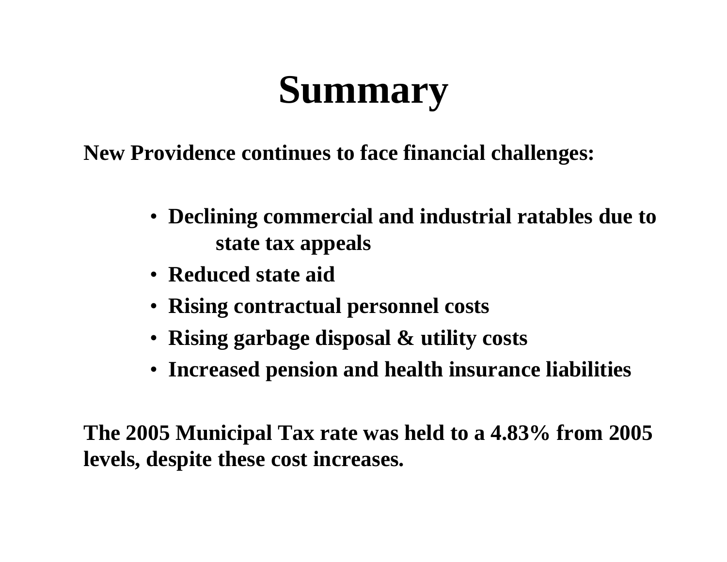# Summary

**New Providence continues to face financial challenges:**

- **Declining commercial and industrial ratables due to state tax appeals**
- **Reduced state aid**
- **Rising contractual personnel costs**
- **Rising garbage disposal & utility costs**
- **Increased pension and health insurance liabilities**

**The 2005 Municipal Tax rate was held to a 4.83% from 2005 levels, despite these cost increases.**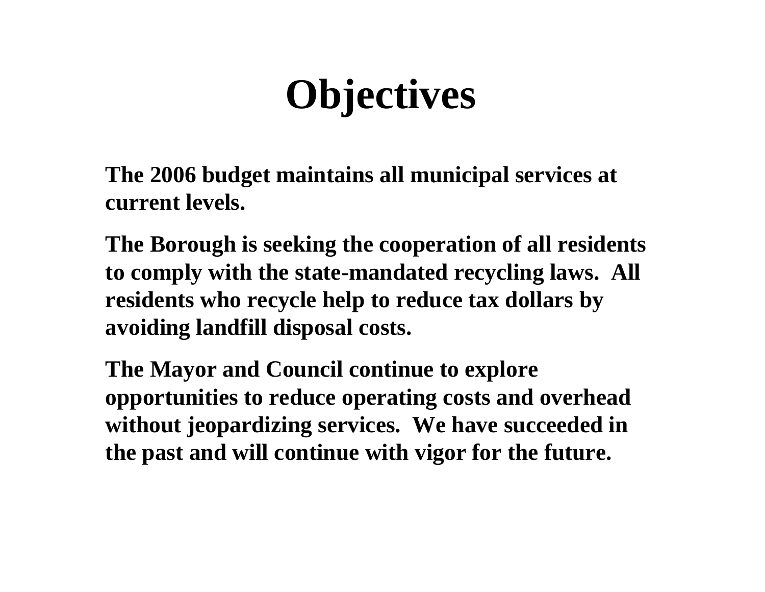# Objectives

**The 2006 budget maintains all municipal services at current levels.**

**The Borough is seeking the cooperation of all residents to comply with the state-mandated recycling laws. All residents who recycle help to reduce tax dollars by avoiding landfill disposal costs.**

**The Mayor and Council continue to explore opportunities to reduce operating costs and overhead without jeopardizing services. We have succeeded in the past and will continue with vigor for the future.**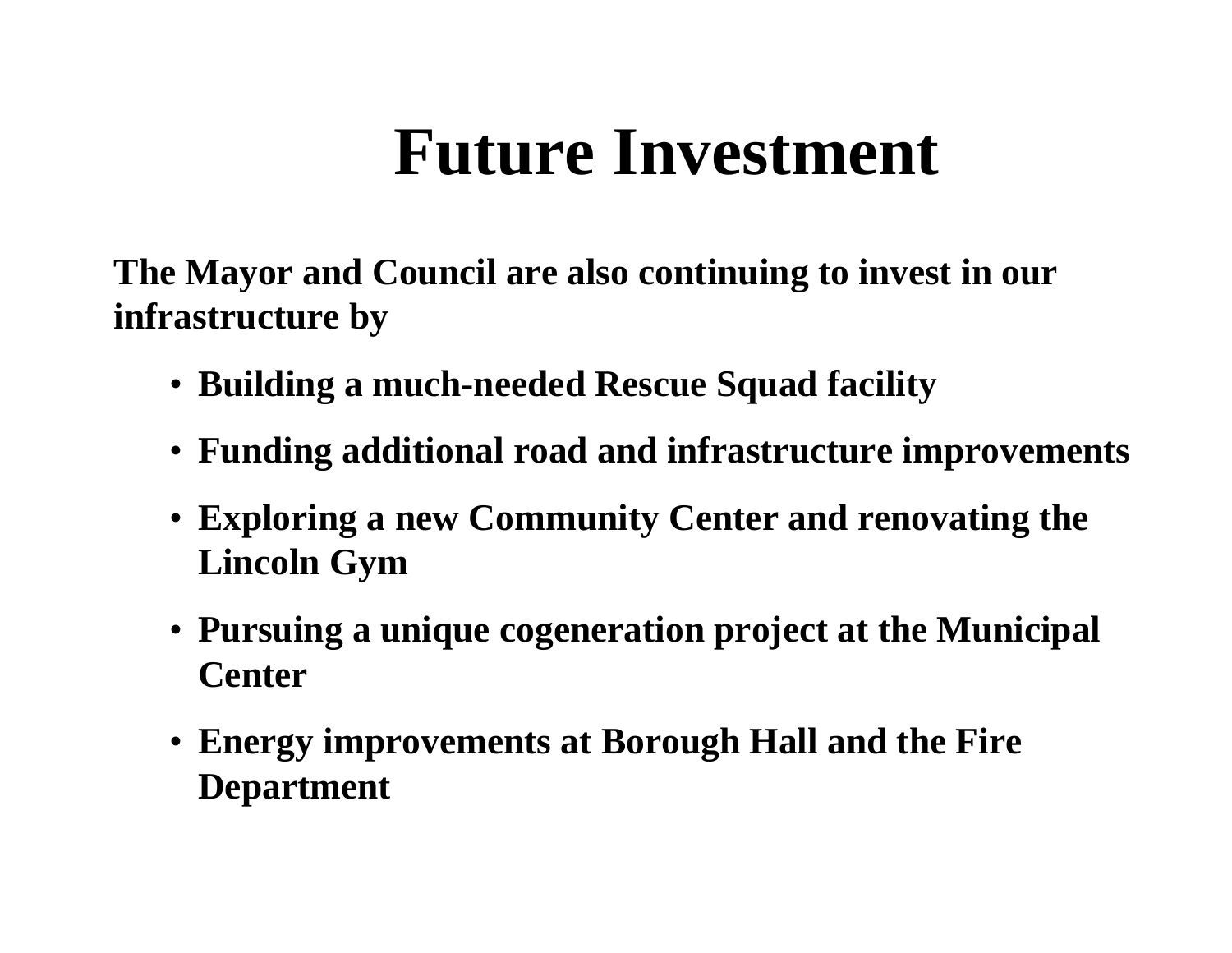# Future Investment

**The Mayor and Council are also continuing to invest in our infrastructure by**

- **Building a much-needed Rescue Squad facility**
- **Funding additional road and infrastructure improvements**
- **Exploring a new Community Center and renovating the Lincoln Gym**
- **Pursuing a unique cogeneration project at the Municipal Center**
- **Energy improvements at Borough Hall and the Fire Department**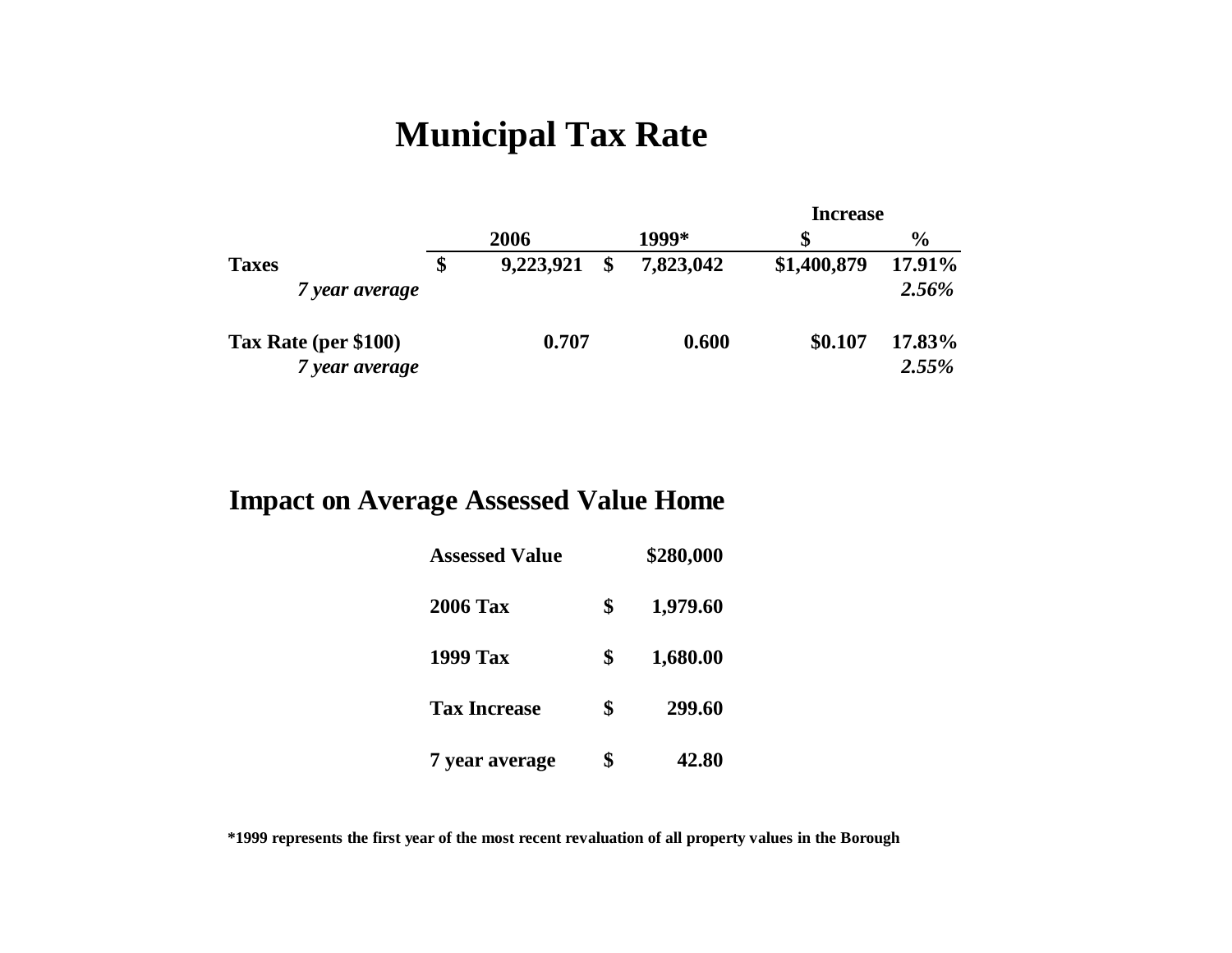# Municipal Tax Rate

| | 2006 | 1999* | Increase $ | Increase % |
|---|---|---|---|---|
| **Taxes** | $ 9,223,921 | $ 7,823,042 | $1,400,879 | 17.91% |
| *7 year average* | | | | *2.56%* |
| **Tax Rate (per $100)** | 0.707 | 0.600 | $0.107 | 17.83% |
| *7 year average* | | | | *2.55%* |

## Impact on Average Assessed Value Home

| | |
|---|---|
| **Assessed Value** | $280,000 |
| **2006 Tax** | $ 1,979.60 |
| **1999 Tax** | $ 1,680.00 |
| **Tax Increase** | $ 299.60 |
| **7 year average** | $ 42.80 |

**\*1999 represents the first year of the most recent revaluation of all property values in the Borough**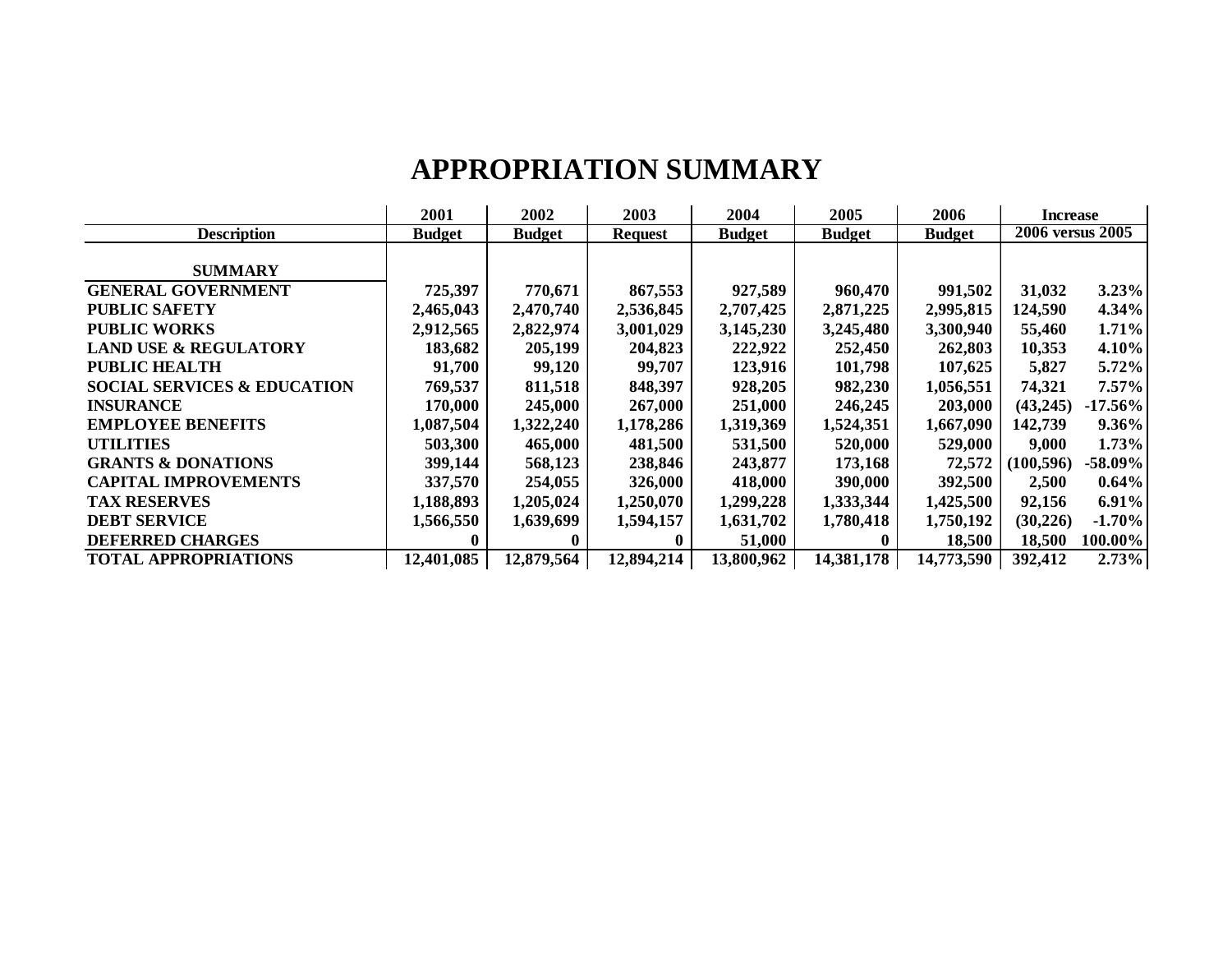# APPROPRIATION SUMMARY

| Description | 2001 Budget | 2002 Budget | 2003 Request | 2004 Budget | 2005 Budget | 2006 Budget | Increase 2006 versus 2005 | |
|---|---|---|---|---|---|---|---|---|
| **SUMMARY** | | | | | | | | |
| **GENERAL GOVERNMENT** | **725,397** | **770,671** | **867,553** | **927,589** | **960,470** | **991,502** | **31,032** | **3.23%** |
| **PUBLIC SAFETY** | **2,465,043** | **2,470,740** | **2,536,845** | **2,707,425** | **2,871,225** | **2,995,815** | **124,590** | **4.34%** |
| **PUBLIC WORKS** | **2,912,565** | **2,822,974** | **3,001,029** | **3,145,230** | **3,245,480** | **3,300,940** | **55,460** | **1.71%** |
| **LAND USE & REGULATORY** | **183,682** | **205,199** | **204,823** | **222,922** | **252,450** | **262,803** | **10,353** | **4.10%** |
| **PUBLIC HEALTH** | **91,700** | **99,120** | **99,707** | **123,916** | **101,798** | **107,625** | **5,827** | **5.72%** |
| **SOCIAL SERVICES & EDUCATION** | **769,537** | **811,518** | **848,397** | **928,205** | **982,230** | **1,056,551** | **74,321** | **7.57%** |
| **INSURANCE** | **170,000** | **245,000** | **267,000** | **251,000** | **246,245** | **203,000** | **(43,245)** | **-17.56%** |
| **EMPLOYEE BENEFITS** | **1,087,504** | **1,322,240** | **1,178,286** | **1,319,369** | **1,524,351** | **1,667,090** | **142,739** | **9.36%** |
| **UTILITIES** | **503,300** | **465,000** | **481,500** | **531,500** | **520,000** | **529,000** | **9,000** | **1.73%** |
| **GRANTS & DONATIONS** | **399,144** | **568,123** | **238,846** | **243,877** | **173,168** | **72,572** | **(100,596)** | **-58.09%** |
| **CAPITAL IMPROVEMENTS** | **337,570** | **254,055** | **326,000** | **418,000** | **390,000** | **392,500** | **2,500** | **0.64%** |
| **TAX RESERVES** | **1,188,893** | **1,205,024** | **1,250,070** | **1,299,228** | **1,333,344** | **1,425,500** | **92,156** | **6.91%** |
| **DEBT SERVICE** | **1,566,550** | **1,639,699** | **1,594,157** | **1,631,702** | **1,780,418** | **1,750,192** | **(30,226)** | **-1.70%** |
| **DEFERRED CHARGES** | **0** | **0** | **0** | **51,000** | **0** | **18,500** | **18,500** | **100.00%** |
| **TOTAL APPROPRIATIONS** | **12,401,085** | **12,879,564** | **12,894,214** | **13,800,962** | **14,381,178** | **14,773,590** | **392,412** | **2.73%** |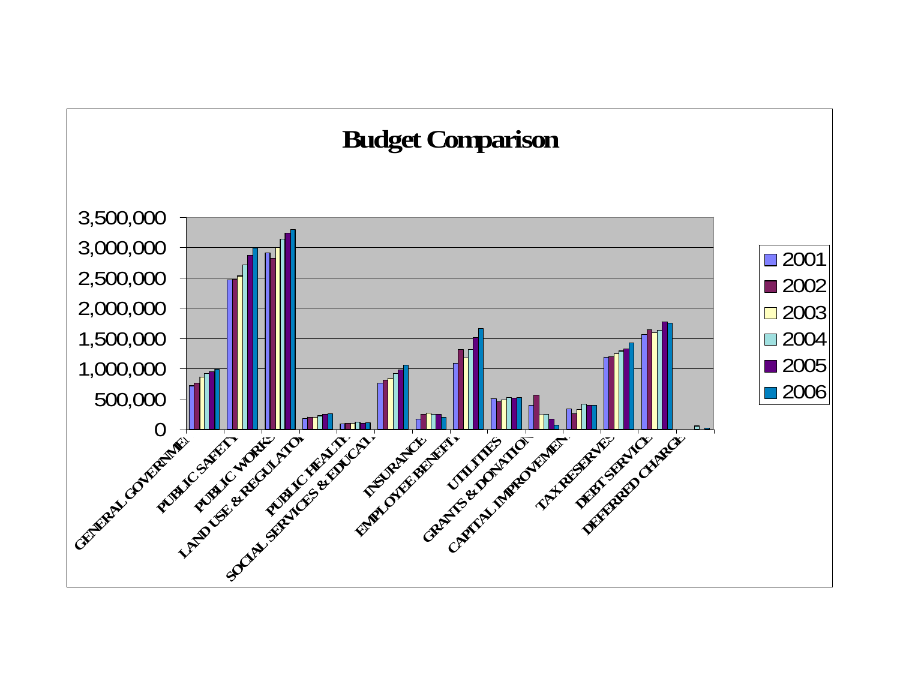# Budget Comparison

| | 2001 | 2002 | 2003 | 2004 | 2005 | 2006 |
|---|---|---|---|---|---|---|

GENERAL GOVERNMENT, PUBLIC SAFETY, PUBLIC WORKS, LAND USE & REGULATORY, PUBLIC HEALTH, SOCIAL SERVICES & EDUCATION, INSURANCE, EMPLOYEE BENEFITS, UTILITIES, GRANTS & DONATIONS, CAPITAL IMPROVEMENTS, TAX RESERVES, DEBT SERVICE, DEFERRED CHARGE

0, 500,000, 1,000,000, 1,500,000, 2,000,000, 2,500,000, 3,000,000, 3,500,000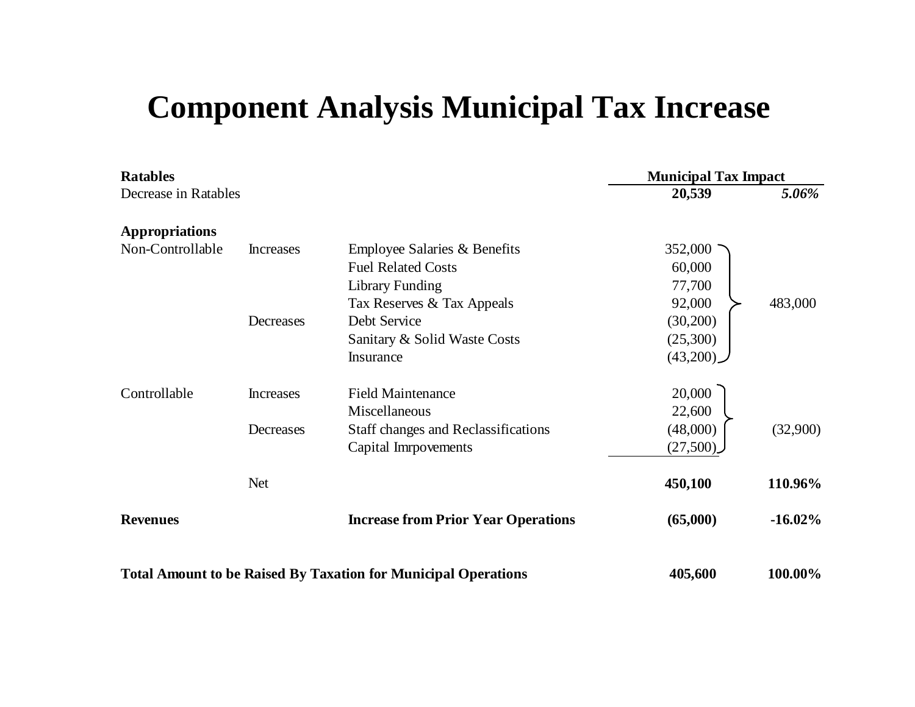# Component Analysis Municipal Tax Increase

| | | | Municipal Tax Impact | |
|---|---|---|---|---|
| **Ratables** | | | | |
| Decrease in Ratables | | | **20,539** | ***5.06%*** |
| | | | | |
| **Appropriations** | | | | |
| Non-Controllable | Increases | Employee Salaries & Benefits | 352,000 | 483,000 |
| | | Fuel Related Costs | 60,000 | |
| | | Library Funding | 77,700 | |
| | | Tax Reserves & Tax Appeals | 92,000 | |
| | Decreases | Debt Service | (30,200) | |
| | | Sanitary & Solid Waste Costs | (25,300) | |
| | | Insurance | (43,200) | |
| | | | | |
| Controllable | Increases | Field Maintenance | 20,000 | (32,900) |
| | | Miscellaneous | 22,600 | |
| | Decreases | Staff changes and Reclassifications | (48,000) | |
| | | Capital Imrpovements | (27,500) | |
| | | | | |
| | Net | | **450,100** | **110.96%** |
| | | | | |
| **Revenues** | | **Increase from Prior Year Operations** | **(65,000)** | **-16.02%** |
| | | | | |
| **Total Amount to be Raised By Taxation for Municipal Operations** | | | **405,600** | **100.00%** |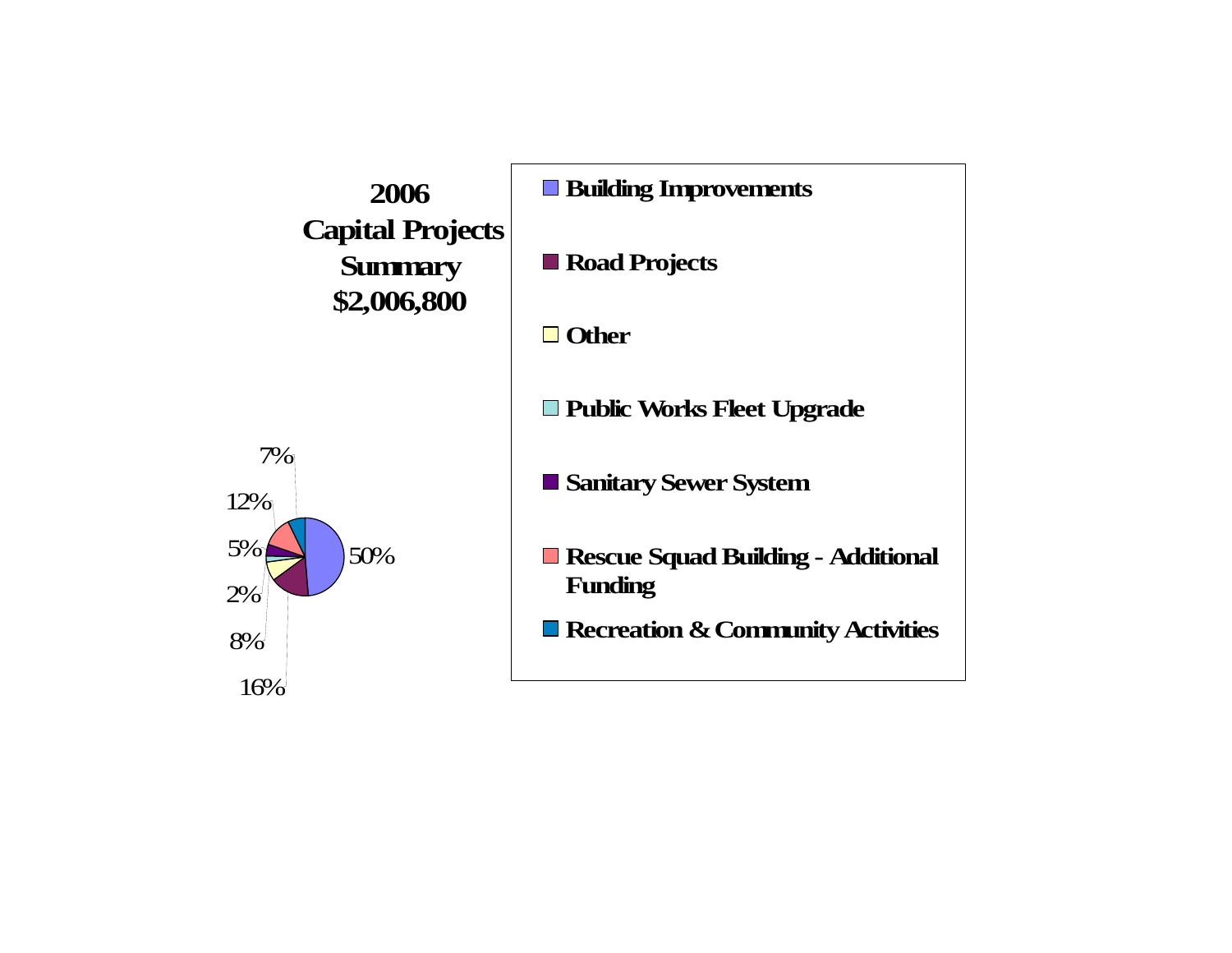# 2006 Capital Projects Summary $2,006,800

- Building Improvements — 50%
- Road Projects — 16%
- Other — 8%
- Public Works Fleet Upgrade — 2%
- Sanitary Sewer System — 5%
- Rescue Squad Building - Additional Funding — 12%
- Recreation & Community Activities — 7%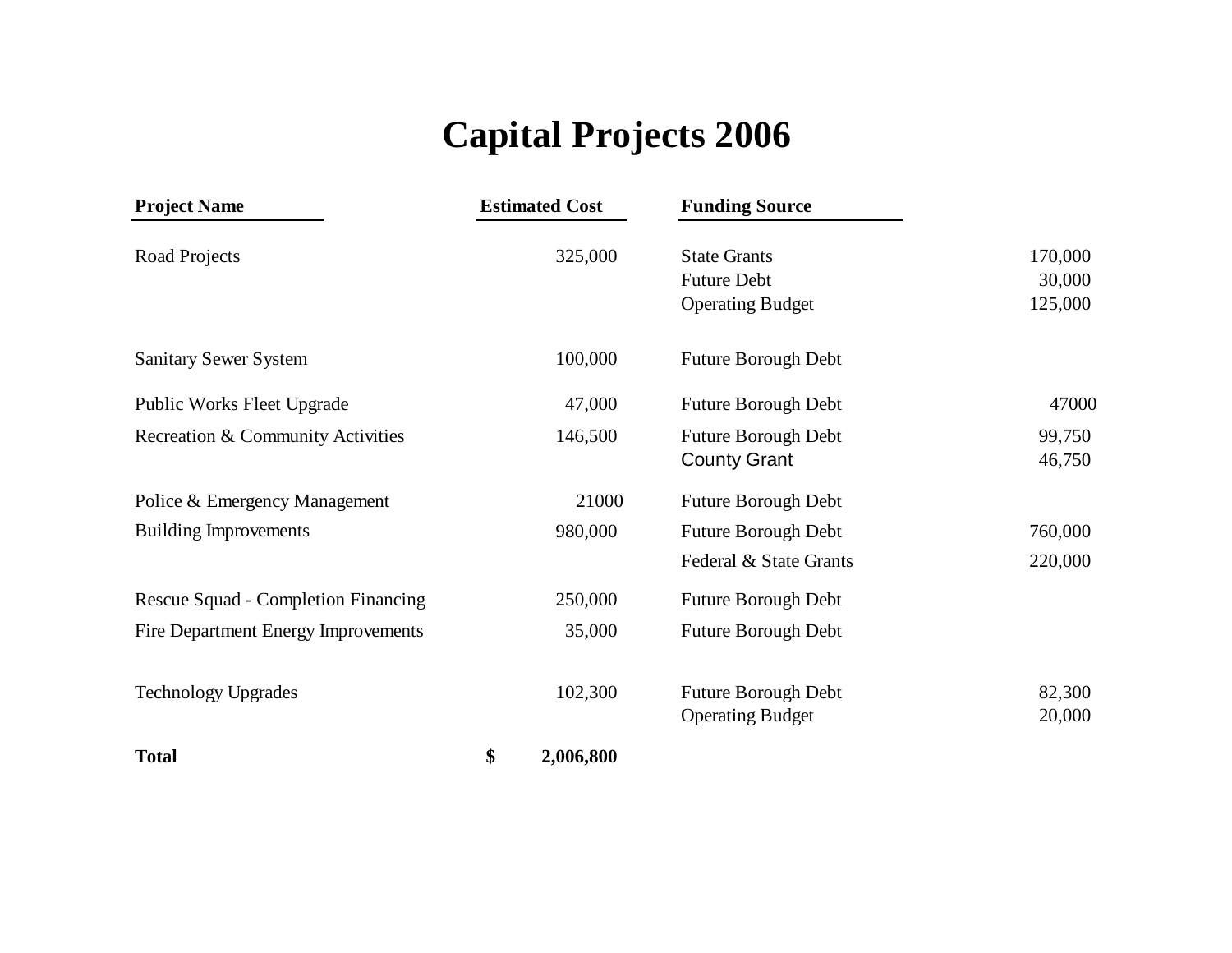# Capital Projects 2006

| Project Name | Estimated Cost | Funding Source | |
|---|---|---|---|
| Road Projects | 325,000 | State Grants | 170,000 |
| | | Future Debt | 30,000 |
| | | Operating Budget | 125,000 |
| Sanitary Sewer System | 100,000 | Future Borough Debt | |
| Public Works Fleet Upgrade | 47,000 | Future Borough Debt | 47000 |
| Recreation & Community Activities | 146,500 | Future Borough Debt | 99,750 |
| | | County Grant | 46,750 |
| Police & Emergency Management | 21000 | Future Borough Debt | |
| Building Improvements | 980,000 | Future Borough Debt | 760,000 |
| | | Federal & State Grants | 220,000 |
| Rescue Squad - Completion Financing | 250,000 | Future Borough Debt | |
| Fire Department Energy Improvements | 35,000 | Future Borough Debt | |
| Technology Upgrades | 102,300 | Future Borough Debt | 82,300 |
| | | Operating Budget | 20,000 |
| **Total** | **$ 2,006,800** | | |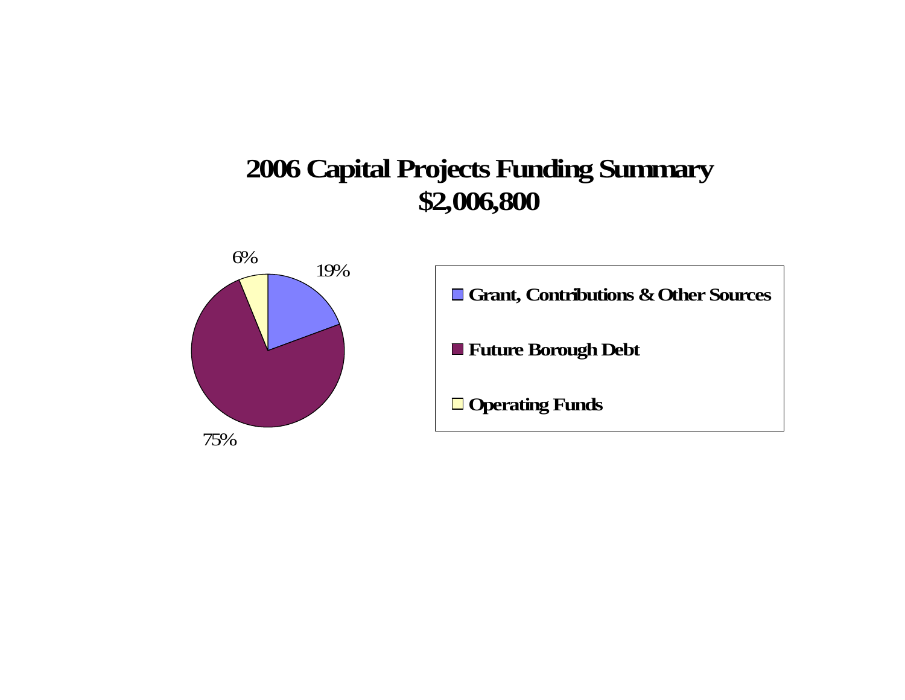# 2006 Capital Projects Funding Summary
# $2,006,800

6%

19%

75%

Grant, Contributions & Other Sources

Future Borough Debt

Operating Funds